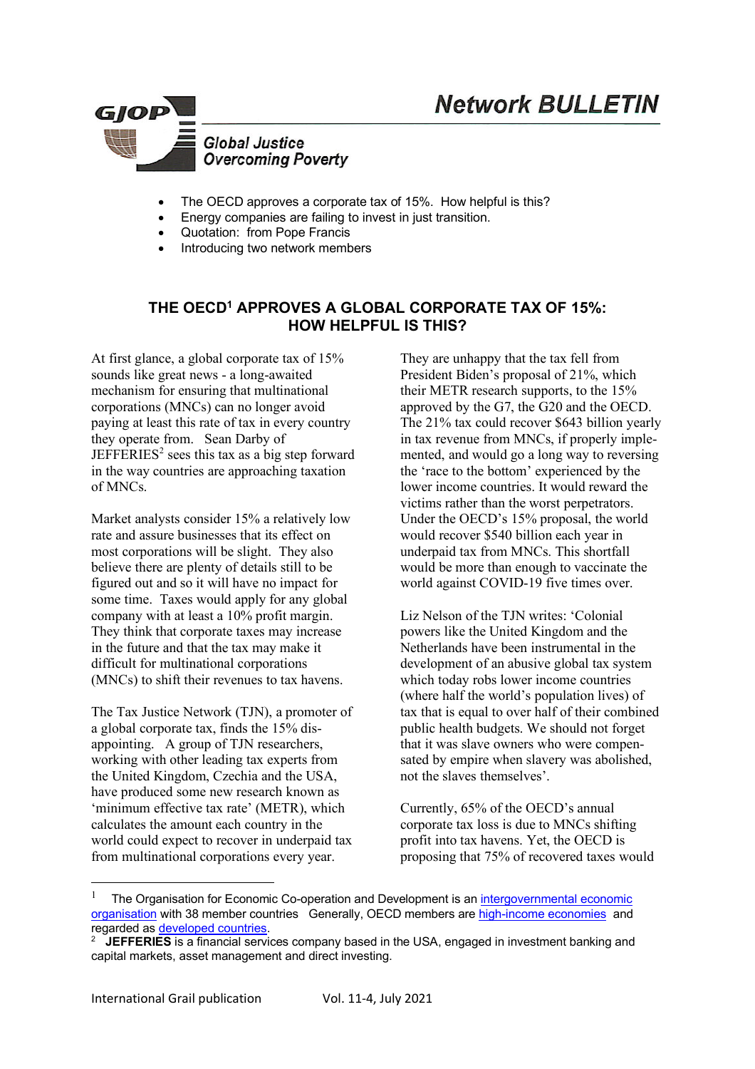# Network BULLETIN

**GJOP** — *Global Justice Overcoming Poverty*

- The OECD approves a corporate tax of 15%. How helpful is this?
- Energy companies are failing to invest in just transition.
- Quotation: from Pope Francis
- Introducing two network members

## THE OECD[1] APPROVES A GLOBAL CORPORATE TAX OF 15%: HOW HELPFUL IS THIS?

At first glance, a global corporate tax of 15% sounds like great news - a long-awaited mechanism for ensuring that multinational corporations (MNCs) can no longer avoid paying at least this rate of tax in every country they operate from. Sean Darby of JEFFERIES[2] sees this tax as a big step forward in the way countries are approaching taxation of MNCs.

Market analysts consider 15% a relatively low rate and assure businesses that its effect on most corporations will be slight. They also believe there are plenty of details still to be figured out and so it will have no impact for some time. Taxes would apply for any global company with at least a 10% profit margin. They think that corporate taxes may increase in the future and that the tax may make it difficult for multinational corporations (MNCs) to shift their revenues to tax havens.

The Tax Justice Network (TJN), a promoter of a global corporate tax, finds the 15% disappointing. A group of TJN researchers, working with other leading tax experts from the United Kingdom, Czechia and the USA, have produced some new research known as 'minimum effective tax rate' (METR), which calculates the amount each country in the world could expect to recover in underpaid tax from multinational corporations every year.

They are unhappy that the tax fell from President Biden's proposal of 21%, which their METR research supports, to the 15% approved by the G7, the G20 and the OECD. The 21% tax could recover $643 billion yearly in tax revenue from MNCs, if properly implemented, and would go a long way to reversing the 'race to the bottom' experienced by the lower income countries. It would reward the victims rather than the worst perpetrators. Under the OECD's 15% proposal, the world would recover $540 billion each year in underpaid tax from MNCs. This shortfall would be more than enough to vaccinate the world against COVID-19 five times over.

Liz Nelson of the TJN writes: 'Colonial powers like the United Kingdom and the Netherlands have been instrumental in the development of an abusive global tax system which today robs lower income countries (where half the world's population lives) of tax that is equal to over half of their combined public health budgets. We should not forget that it was slave owners who were compensated by empire when slavery was abolished, not the slaves themselves'.

Currently, 65% of the OECD's annual corporate tax loss is due to MNCs shifting profit into tax havens. Yet, the OECD is proposing that 75% of recovered taxes would

---

[1] The Organisation for Economic Co-operation and Development is an intergovernmental economic organisation with 38 member countries Generally, OECD members are high-income economies and regarded as developed countries.

[2] **JEFFERIES** is a financial services company based in the USA, engaged in investment banking and capital markets, asset management and direct investing.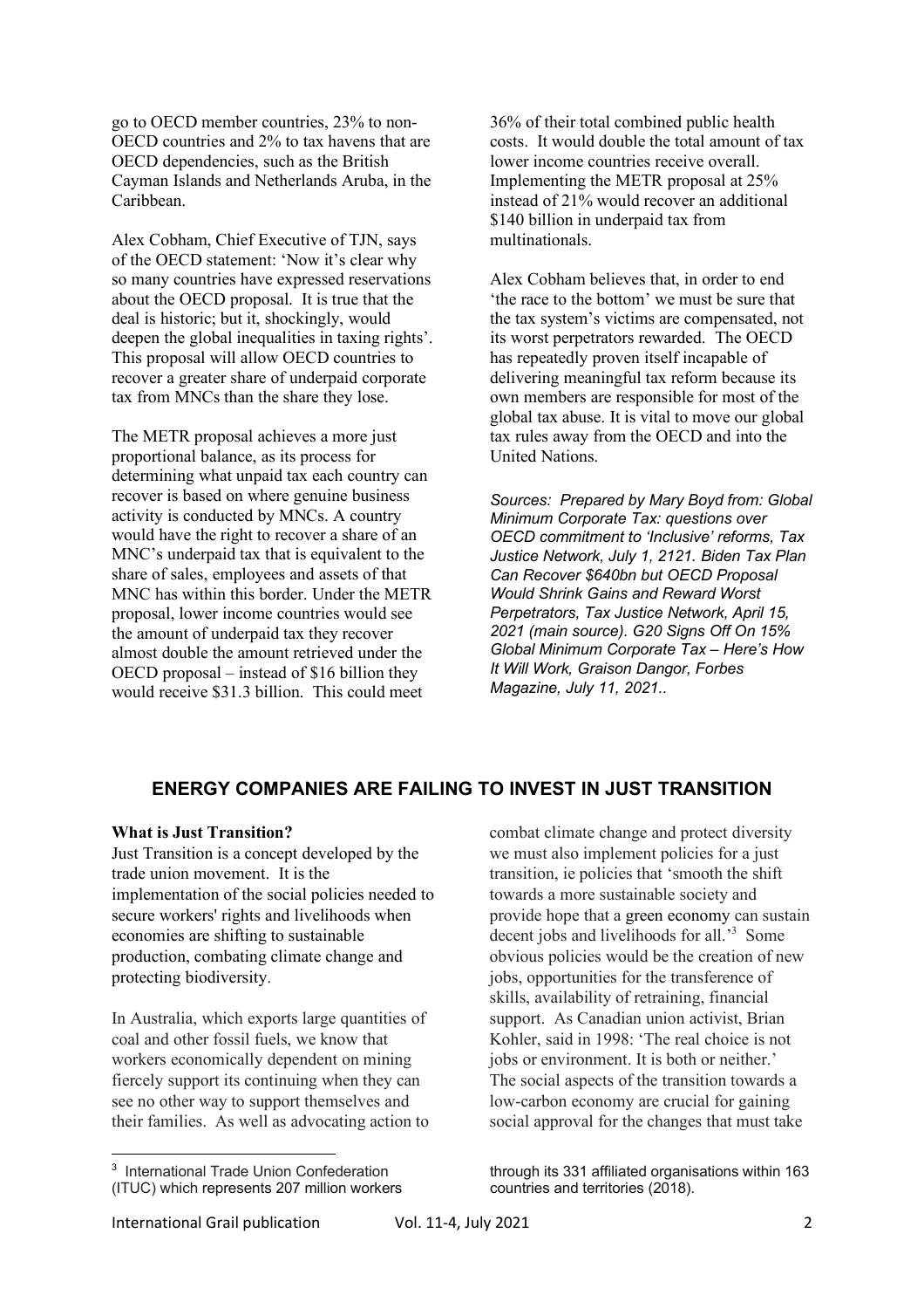go to OECD member countries, 23% to non-OECD countries and 2% to tax havens that are OECD dependencies, such as the British Cayman Islands and Netherlands Aruba, in the Caribbean.

Alex Cobham, Chief Executive of TJN, says of the OECD statement: 'Now it's clear why so many countries have expressed reservations about the OECD proposal. It is true that the deal is historic; but it, shockingly, would deepen the global inequalities in taxing rights'. This proposal will allow OECD countries to recover a greater share of underpaid corporate tax from MNCs than the share they lose.

The METR proposal achieves a more just proportional balance, as its process for determining what unpaid tax each country can recover is based on where genuine business activity is conducted by MNCs. A country would have the right to recover a share of an MNC's underpaid tax that is equivalent to the share of sales, employees and assets of that MNC has within this border. Under the METR proposal, lower income countries would see the amount of underpaid tax they recover almost double the amount retrieved under the OECD proposal – instead of \$16 billion they would receive \$31.3 billion. This could meet 36% of their total combined public health costs. It would double the total amount of tax lower income countries receive overall. Implementing the METR proposal at 25% instead of 21% would recover an additional \$140 billion in underpaid tax from multinationals.

Alex Cobham believes that, in order to end 'the race to the bottom' we must be sure that the tax system's victims are compensated, not its worst perpetrators rewarded. The OECD has repeatedly proven itself incapable of delivering meaningful tax reform because its own members are responsible for most of the global tax abuse. It is vital to move our global tax rules away from the OECD and into the United Nations.

*Sources: Prepared by Mary Boyd from: Global Minimum Corporate Tax: questions over OECD commitment to 'Inclusive' reforms, Tax Justice Network, July 1, 2121. Biden Tax Plan Can Recover \$640bn but OECD Proposal Would Shrink Gains and Reward Worst Perpetrators, Tax Justice Network, April 15, 2021 (main source). G20 Signs Off On 15% Global Minimum Corporate Tax – Here's How It Will Work, Graison Dangor, Forbes Magazine, July 11, 2021..*

## ENERGY COMPANIES ARE FAILING TO INVEST IN JUST TRANSITION

**What is Just Transition?**

Just Transition is a concept developed by the trade union movement. It is the implementation of the social policies needed to secure workers' rights and livelihoods when economies are shifting to sustainable production, combating climate change and protecting biodiversity.

In Australia, which exports large quantities of coal and other fossil fuels, we know that workers economically dependent on mining fiercely support its continuing when they can see no other way to support themselves and their families. As well as advocating action to combat climate change and protect diversity we must also implement policies for a just transition, ie policies that 'smooth the shift towards a more sustainable society and provide hope that a green economy can sustain decent jobs and livelihoods for all.'[3] Some obvious policies would be the creation of new jobs, opportunities for the transference of skills, availability of retraining, financial support. As Canadian union activist, Brian Kohler, said in 1998: 'The real choice is not jobs or environment. It is both or neither.' The social aspects of the transition towards a low-carbon economy are crucial for gaining social approval for the changes that must take

[3] International Trade Union Confederation (ITUC) which represents 207 million workers through its 331 affiliated organisations within 163 countries and territories (2018).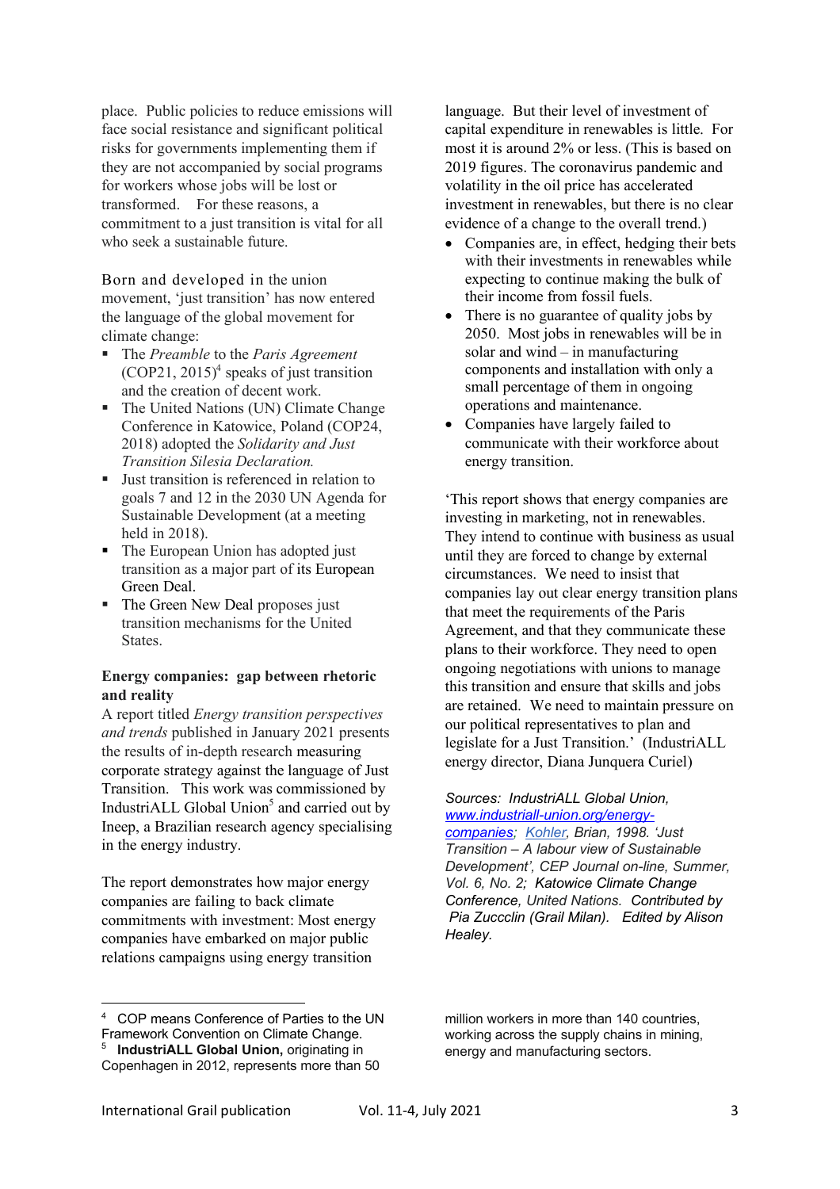place. Public policies to reduce emissions will face social resistance and significant political risks for governments implementing them if they are not accompanied by social programs for workers whose jobs will be lost or transformed. For these reasons, a commitment to a just transition is vital for all who seek a sustainable future.

Born and developed in the union movement, 'just transition' has now entered the language of the global movement for climate change:

- The *Preamble* to the *Paris Agreement* (COP21, 2015)[4] speaks of just transition and the creation of decent work.
- The United Nations (UN) Climate Change Conference in Katowice, Poland (COP24, 2018) adopted the *Solidarity and Just Transition Silesia Declaration.*
- Just transition is referenced in relation to goals 7 and 12 in the 2030 UN Agenda for Sustainable Development (at a meeting held in 2018).
- The European Union has adopted just transition as a major part of its European Green Deal.
- The Green New Deal proposes just transition mechanisms for the United States.

**Energy companies: gap between rhetoric and reality**

A report titled *Energy transition perspectives and trends* published in January 2021 presents the results of in-depth research measuring corporate strategy against the language of Just Transition. This work was commissioned by IndustriALL Global Union[5] and carried out by Ineep, a Brazilian research agency specialising in the energy industry.

The report demonstrates how major energy companies are failing to back climate commitments with investment: Most energy companies have embarked on major public relations campaigns using energy transition language. But their level of investment of capital expenditure in renewables is little. For most it is around 2% or less. (This is based on 2019 figures. The coronavirus pandemic and volatility in the oil price has accelerated investment in renewables, but there is no clear evidence of a change to the overall trend.)

- Companies are, in effect, hedging their bets with their investments in renewables while expecting to continue making the bulk of their income from fossil fuels.
- There is no guarantee of quality jobs by 2050. Most jobs in renewables will be in solar and wind – in manufacturing components and installation with only a small percentage of them in ongoing operations and maintenance.
- Companies have largely failed to communicate with their workforce about energy transition.

'This report shows that energy companies are investing in marketing, not in renewables. They intend to continue with business as usual until they are forced to change by external circumstances. We need to insist that companies lay out clear energy transition plans that meet the requirements of the Paris Agreement, and that they communicate these plans to their workforce. They need to open ongoing negotiations with unions to manage this transition and ensure that skills and jobs are retained. We need to maintain pressure on our political representatives to plan and legislate for a Just Transition.' (IndustriALL energy director, Diana Junquera Curiel)

*Sources: IndustriALL Global Union, www.industriall-union.org/energy-companies; Kohler, Brian, 1998. 'Just Transition – A labour view of Sustainable Development', CEP Journal on-line, Summer, Vol. 6, No. 2; Katowice Climate Change Conference, United Nations. Contributed by Pia Zuccclin (Grail Milan). Edited by Alison Healey.*

---

[4] COP means Conference of Parties to the UN Framework Convention on Climate Change.

[5] **IndustriALL Global Union,** originating in Copenhagen in 2012, represents more than 50 million workers in more than 140 countries, working across the supply chains in mining, energy and manufacturing sectors.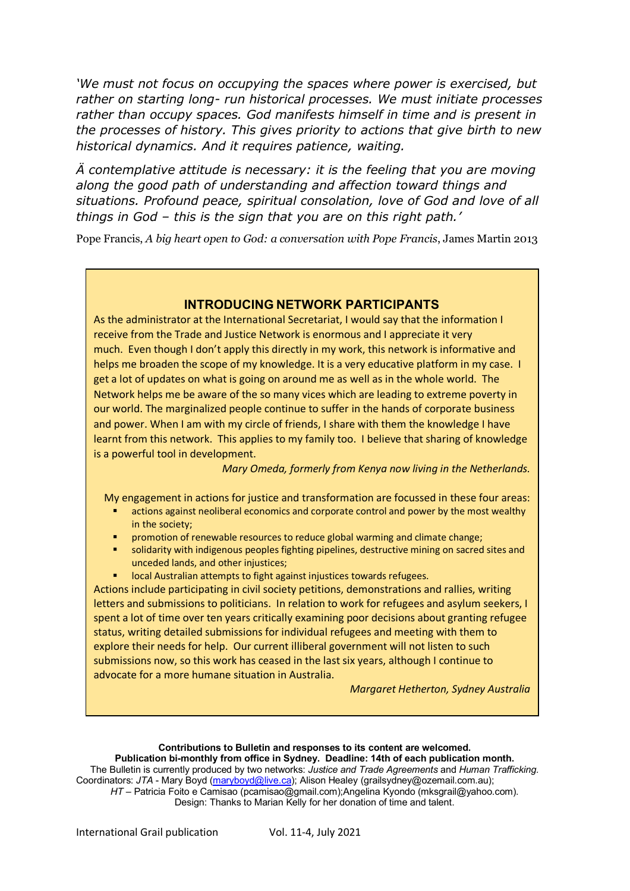*'We must not focus on occupying the spaces where power is exercised, but rather on starting long- run historical processes. We must initiate processes rather than occupy spaces. God manifests himself in time and is present in the processes of history. This gives priority to actions that give birth to new historical dynamics. And it requires patience, waiting.*

*Ä contemplative attitude is necessary: it is the feeling that you are moving along the good path of understanding and affection toward things and situations. Profound peace, spiritual consolation, love of God and love of all things in God – this is the sign that you are on this right path.'*

Pope Francis, *A big heart open to God: a conversation with Pope Francis*, James Martin 2013

## INTRODUCING NETWORK PARTICIPANTS

As the administrator at the International Secretariat, I would say that the information I receive from the Trade and Justice Network is enormous and I appreciate it very much. Even though I don't apply this directly in my work, this network is informative and helps me broaden the scope of my knowledge. It is a very educative platform in my case. I get a lot of updates on what is going on around me as well as in the whole world. The Network helps me be aware of the so many vices which are leading to extreme poverty in our world. The marginalized people continue to suffer in the hands of corporate business and power. When I am with my circle of friends, I share with them the knowledge I have learnt from this network. This applies to my family too. I believe that sharing of knowledge is a powerful tool in development.

*Mary Omeda, formerly from Kenya now living in the Netherlands.*

My engagement in actions for justice and transformation are focussed in these four areas:

- actions against neoliberal economics and corporate control and power by the most wealthy in the society;
- promotion of renewable resources to reduce global warming and climate change;
- solidarity with indigenous peoples fighting pipelines, destructive mining on sacred sites and unceded lands, and other injustices;
- local Australian attempts to fight against injustices towards refugees.

Actions include participating in civil society petitions, demonstrations and rallies, writing letters and submissions to politicians. In relation to work for refugees and asylum seekers, I spent a lot of time over ten years critically examining poor decisions about granting refugee status, writing detailed submissions for individual refugees and meeting with them to explore their needs for help. Our current illiberal government will not listen to such submissions now, so this work has ceased in the last six years, although I continue to advocate for a more humane situation in Australia.

*Margaret Hetherton, Sydney Australia*

**Contributions to Bulletin and responses to its content are welcomed.**
**Publication bi-monthly from office in Sydney. Deadline: 14th of each publication month.**
The Bulletin is currently produced by two networks: *Justice and Trade Agreements* and *Human Trafficking.*
Coordinators: *JTA* - Mary Boyd (maryboyd@live.ca); Alison Healey (grailsydney@ozemail.com.au);
*HT* – Patricia Foito e Camisao (pcamisao@gmail.com);Angelina Kyondo (mksgrail@yahoo.com).
Design: Thanks to Marian Kelly for her donation of time and talent.

International Grail publication Vol. 11-4, July 2021